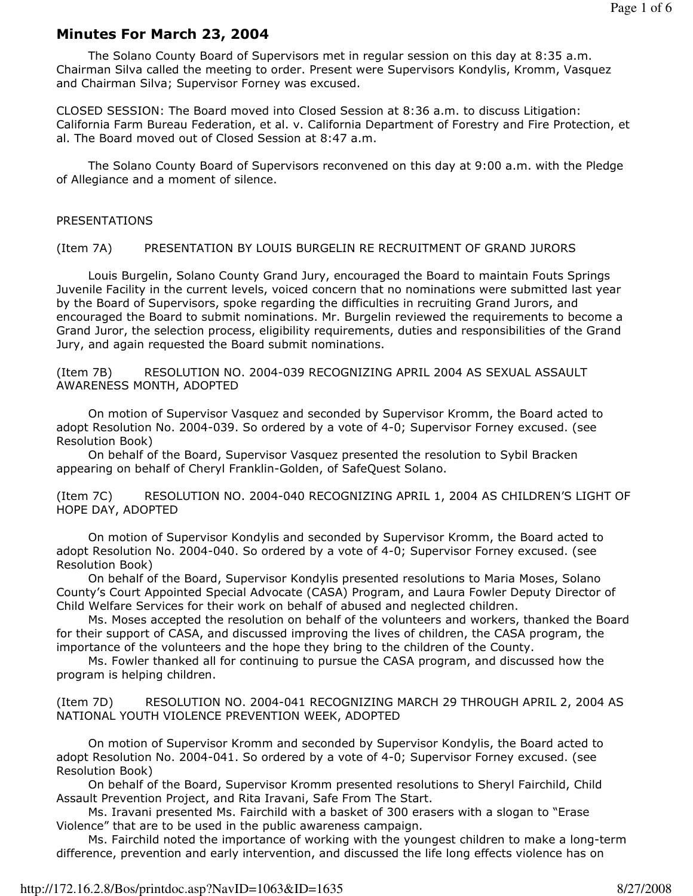# Minutes For March 23, 2004

The Solano County Board of Supervisors met in regular session on this day at 8:35 a.m. Chairman Silva called the meeting to order. Present were Supervisors Kondylis, Kromm, Vasquez and Chairman Silva; Supervisor Forney was excused.

CLOSED SESSION: The Board moved into Closed Session at 8:36 a.m. to discuss Litigation: California Farm Bureau Federation, et al. v. California Department of Forestry and Fire Protection, et al. The Board moved out of Closed Session at 8:47 a.m.

The Solano County Board of Supervisors reconvened on this day at 9:00 a.m. with the Pledge of Allegiance and a moment of silence.

PRESENTATIONS

(Item 7A) PRESENTATION BY LOUIS BURGELIN RE RECRUITMENT OF GRAND JURORS

Louis Burgelin, Solano County Grand Jury, encouraged the Board to maintain Fouts Springs Juvenile Facility in the current levels, voiced concern that no nominations were submitted last year by the Board of Supervisors, spoke regarding the difficulties in recruiting Grand Jurors, and encouraged the Board to submit nominations. Mr. Burgelin reviewed the requirements to become a Grand Juror, the selection process, eligibility requirements, duties and responsibilities of the Grand Jury, and again requested the Board submit nominations.

(Item 7B) RESOLUTION NO. 2004-039 RECOGNIZING APRIL 2004 AS SEXUAL ASSAULT AWARENESS MONTH, ADOPTED

On motion of Supervisor Vasquez and seconded by Supervisor Kromm, the Board acted to adopt Resolution No. 2004-039. So ordered by a vote of 4-0; Supervisor Forney excused. (see Resolution Book)

On behalf of the Board, Supervisor Vasquez presented the resolution to Sybil Bracken appearing on behalf of Cheryl Franklin-Golden, of SafeQuest Solano.

(Item 7C) RESOLUTION NO. 2004-040 RECOGNIZING APRIL 1, 2004 AS CHILDREN'S LIGHT OF HOPE DAY, ADOPTED

On motion of Supervisor Kondylis and seconded by Supervisor Kromm, the Board acted to adopt Resolution No. 2004-040. So ordered by a vote of 4-0; Supervisor Forney excused. (see Resolution Book)

On behalf of the Board, Supervisor Kondylis presented resolutions to Maria Moses, Solano County's Court Appointed Special Advocate (CASA) Program, and Laura Fowler Deputy Director of Child Welfare Services for their work on behalf of abused and neglected children.

Ms. Moses accepted the resolution on behalf of the volunteers and workers, thanked the Board for their support of CASA, and discussed improving the lives of children, the CASA program, the importance of the volunteers and the hope they bring to the children of the County.

Ms. Fowler thanked all for continuing to pursue the CASA program, and discussed how the program is helping children.

(Item 7D) RESOLUTION NO. 2004-041 RECOGNIZING MARCH 29 THROUGH APRIL 2, 2004 AS NATIONAL YOUTH VIOLENCE PREVENTION WEEK, ADOPTED

On motion of Supervisor Kromm and seconded by Supervisor Kondylis, the Board acted to adopt Resolution No. 2004-041. So ordered by a vote of 4-0; Supervisor Forney excused. (see Resolution Book)

On behalf of the Board, Supervisor Kromm presented resolutions to Sheryl Fairchild, Child Assault Prevention Project, and Rita Iravani, Safe From The Start.

Ms. Iravani presented Ms. Fairchild with a basket of 300 erasers with a slogan to "Erase Violence" that are to be used in the public awareness campaign.

Ms. Fairchild noted the importance of working with the youngest children to make a long-term difference, prevention and early intervention, and discussed the life long effects violence has on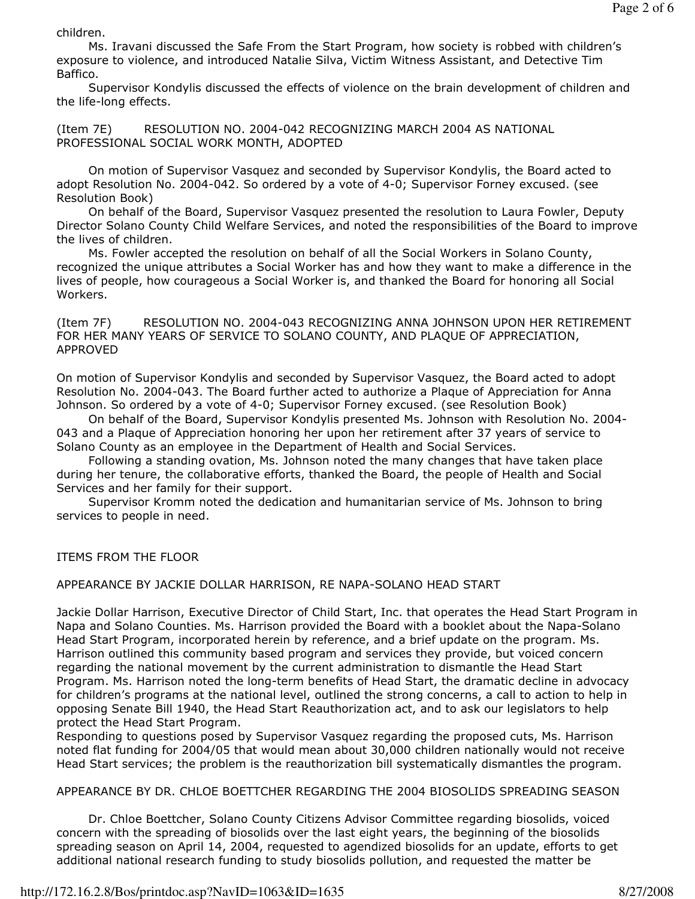children.

Ms. Iravani discussed the Safe From the Start Program, how society is robbed with children's exposure to violence, and introduced Natalie Silva, Victim Witness Assistant, and Detective Tim Baffico.

Supervisor Kondylis discussed the effects of violence on the brain development of children and the life-long effects.

(Item 7E) RESOLUTION NO. 2004-042 RECOGNIZING MARCH 2004 AS NATIONAL PROFESSIONAL SOCIAL WORK MONTH, ADOPTED

On motion of Supervisor Vasquez and seconded by Supervisor Kondylis, the Board acted to adopt Resolution No. 2004-042. So ordered by a vote of 4-0; Supervisor Forney excused. (see Resolution Book)

On behalf of the Board, Supervisor Vasquez presented the resolution to Laura Fowler, Deputy Director Solano County Child Welfare Services, and noted the responsibilities of the Board to improve the lives of children.

Ms. Fowler accepted the resolution on behalf of all the Social Workers in Solano County, recognized the unique attributes a Social Worker has and how they want to make a difference in the lives of people, how courageous a Social Worker is, and thanked the Board for honoring all Social Workers.

(Item 7F) RESOLUTION NO. 2004-043 RECOGNIZING ANNA JOHNSON UPON HER RETIREMENT FOR HER MANY YEARS OF SERVICE TO SOLANO COUNTY, AND PLAQUE OF APPRECIATION, APPROVED

On motion of Supervisor Kondylis and seconded by Supervisor Vasquez, the Board acted to adopt Resolution No. 2004-043. The Board further acted to authorize a Plaque of Appreciation for Anna Johnson. So ordered by a vote of 4-0; Supervisor Forney excused. (see Resolution Book)

On behalf of the Board, Supervisor Kondylis presented Ms. Johnson with Resolution No. 2004-043 and a Plaque of Appreciation honoring her upon her retirement after 37 years of service to Solano County as an employee in the Department of Health and Social Services.

Following a standing ovation, Ms. Johnson noted the many changes that have taken place during her tenure, the collaborative efforts, thanked the Board, the people of Health and Social Services and her family for their support.

Supervisor Kromm noted the dedication and humanitarian service of Ms. Johnson to bring services to people in need.

ITEMS FROM THE FLOOR

APPEARANCE BY JACKIE DOLLAR HARRISON, RE NAPA-SOLANO HEAD START

Jackie Dollar Harrison, Executive Director of Child Start, Inc. that operates the Head Start Program in Napa and Solano Counties. Ms. Harrison provided the Board with a booklet about the Napa-Solano Head Start Program, incorporated herein by reference, and a brief update on the program. Ms. Harrison outlined this community based program and services they provide, but voiced concern regarding the national movement by the current administration to dismantle the Head Start Program. Ms. Harrison noted the long-term benefits of Head Start, the dramatic decline in advocacy for children's programs at the national level, outlined the strong concerns, a call to action to help in opposing Senate Bill 1940, the Head Start Reauthorization act, and to ask our legislators to help protect the Head Start Program.

Responding to questions posed by Supervisor Vasquez regarding the proposed cuts, Ms. Harrison noted flat funding for 2004/05 that would mean about 30,000 children nationally would not receive Head Start services; the problem is the reauthorization bill systematically dismantles the program.

APPEARANCE BY DR. CHLOE BOETTCHER REGARDING THE 2004 BIOSOLIDS SPREADING SEASON

Dr. Chloe Boettcher, Solano County Citizens Advisor Committee regarding biosolids, voiced concern with the spreading of biosolids over the last eight years, the beginning of the biosolids spreading season on April 14, 2004, requested to agendized biosolids for an update, efforts to get additional national research funding to study biosolids pollution, and requested the matter be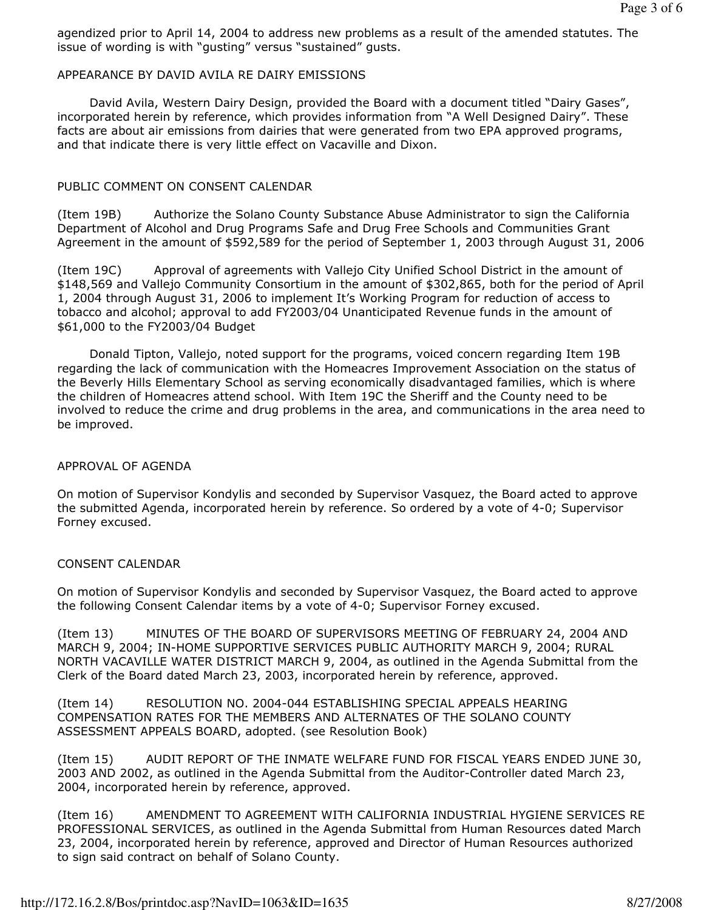agendized prior to April 14, 2004 to address new problems as a result of the amended statutes. The issue of wording is with "gusting" versus "sustained" gusts.

APPEARANCE BY DAVID AVILA RE DAIRY EMISSIONS

David Avila, Western Dairy Design, provided the Board with a document titled "Dairy Gases", incorporated herein by reference, which provides information from "A Well Designed Dairy". These facts are about air emissions from dairies that were generated from two EPA approved programs, and that indicate there is very little effect on Vacaville and Dixon.

PUBLIC COMMENT ON CONSENT CALENDAR

(Item 19B) Authorize the Solano County Substance Abuse Administrator to sign the California Department of Alcohol and Drug Programs Safe and Drug Free Schools and Communities Grant Agreement in the amount of $592,589 for the period of September 1, 2003 through August 31, 2006

(Item 19C) Approval of agreements with Vallejo City Unified School District in the amount of $148,569 and Vallejo Community Consortium in the amount of $302,865, both for the period of April 1, 2004 through August 31, 2006 to implement It's Working Program for reduction of access to tobacco and alcohol; approval to add FY2003/04 Unanticipated Revenue funds in the amount of $61,000 to the FY2003/04 Budget

Donald Tipton, Vallejo, noted support for the programs, voiced concern regarding Item 19B regarding the lack of communication with the Homeacres Improvement Association on the status of the Beverly Hills Elementary School as serving economically disadvantaged families, which is where the children of Homeacres attend school. With Item 19C the Sheriff and the County need to be involved to reduce the crime and drug problems in the area, and communications in the area need to be improved.

APPROVAL OF AGENDA

On motion of Supervisor Kondylis and seconded by Supervisor Vasquez, the Board acted to approve the submitted Agenda, incorporated herein by reference. So ordered by a vote of 4-0; Supervisor Forney excused.

CONSENT CALENDAR

On motion of Supervisor Kondylis and seconded by Supervisor Vasquez, the Board acted to approve the following Consent Calendar items by a vote of 4-0; Supervisor Forney excused.

(Item 13) MINUTES OF THE BOARD OF SUPERVISORS MEETING OF FEBRUARY 24, 2004 AND MARCH 9, 2004; IN-HOME SUPPORTIVE SERVICES PUBLIC AUTHORITY MARCH 9, 2004; RURAL NORTH VACAVILLE WATER DISTRICT MARCH 9, 2004, as outlined in the Agenda Submittal from the Clerk of the Board dated March 23, 2003, incorporated herein by reference, approved.

(Item 14) RESOLUTION NO. 2004-044 ESTABLISHING SPECIAL APPEALS HEARING COMPENSATION RATES FOR THE MEMBERS AND ALTERNATES OF THE SOLANO COUNTY ASSESSMENT APPEALS BOARD, adopted. (see Resolution Book)

(Item 15) AUDIT REPORT OF THE INMATE WELFARE FUND FOR FISCAL YEARS ENDED JUNE 30, 2003 AND 2002, as outlined in the Agenda Submittal from the Auditor-Controller dated March 23, 2004, incorporated herein by reference, approved.

(Item 16) AMENDMENT TO AGREEMENT WITH CALIFORNIA INDUSTRIAL HYGIENE SERVICES RE PROFESSIONAL SERVICES, as outlined in the Agenda Submittal from Human Resources dated March 23, 2004, incorporated herein by reference, approved and Director of Human Resources authorized to sign said contract on behalf of Solano County.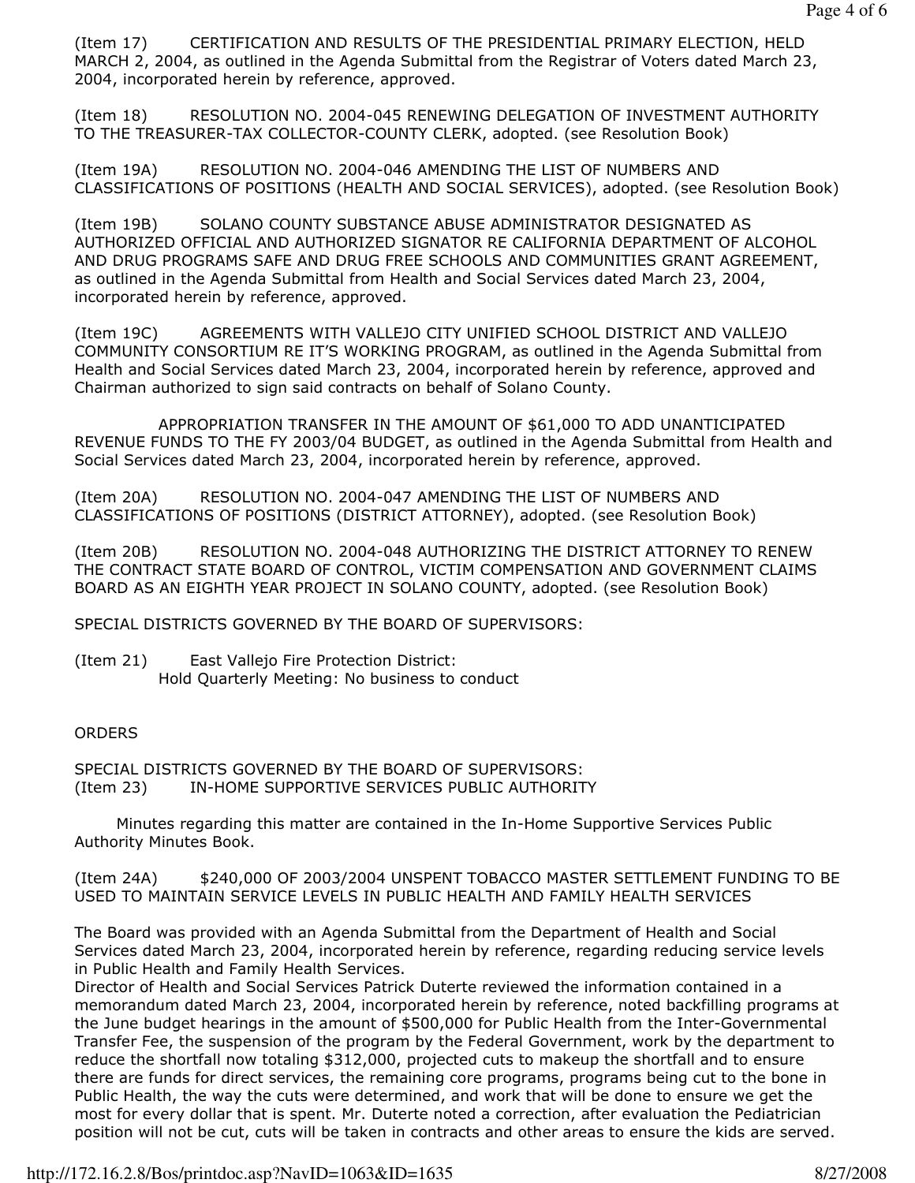(Item 17) CERTIFICATION AND RESULTS OF THE PRESIDENTIAL PRIMARY ELECTION, HELD MARCH 2, 2004, as outlined in the Agenda Submittal from the Registrar of Voters dated March 23, 2004, incorporated herein by reference, approved.

(Item 18) RESOLUTION NO. 2004-045 RENEWING DELEGATION OF INVESTMENT AUTHORITY TO THE TREASURER-TAX COLLECTOR-COUNTY CLERK, adopted. (see Resolution Book)

(Item 19A) RESOLUTION NO. 2004-046 AMENDING THE LIST OF NUMBERS AND CLASSIFICATIONS OF POSITIONS (HEALTH AND SOCIAL SERVICES), adopted. (see Resolution Book)

(Item 19B) SOLANO COUNTY SUBSTANCE ABUSE ADMINISTRATOR DESIGNATED AS AUTHORIZED OFFICIAL AND AUTHORIZED SIGNATOR RE CALIFORNIA DEPARTMENT OF ALCOHOL AND DRUG PROGRAMS SAFE AND DRUG FREE SCHOOLS AND COMMUNITIES GRANT AGREEMENT, as outlined in the Agenda Submittal from Health and Social Services dated March 23, 2004, incorporated herein by reference, approved.

(Item 19C) AGREEMENTS WITH VALLEJO CITY UNIFIED SCHOOL DISTRICT AND VALLEJO COMMUNITY CONSORTIUM RE IT'S WORKING PROGRAM, as outlined in the Agenda Submittal from Health and Social Services dated March 23, 2004, incorporated herein by reference, approved and Chairman authorized to sign said contracts on behalf of Solano County.

APPROPRIATION TRANSFER IN THE AMOUNT OF $61,000 TO ADD UNANTICIPATED REVENUE FUNDS TO THE FY 2003/04 BUDGET, as outlined in the Agenda Submittal from Health and Social Services dated March 23, 2004, incorporated herein by reference, approved.

(Item 20A) RESOLUTION NO. 2004-047 AMENDING THE LIST OF NUMBERS AND CLASSIFICATIONS OF POSITIONS (DISTRICT ATTORNEY), adopted. (see Resolution Book)

(Item 20B) RESOLUTION NO. 2004-048 AUTHORIZING THE DISTRICT ATTORNEY TO RENEW THE CONTRACT STATE BOARD OF CONTROL, VICTIM COMPENSATION AND GOVERNMENT CLAIMS BOARD AS AN EIGHTH YEAR PROJECT IN SOLANO COUNTY, adopted. (see Resolution Book)

SPECIAL DISTRICTS GOVERNED BY THE BOARD OF SUPERVISORS:

(Item 21) East Vallejo Fire Protection District:
Hold Quarterly Meeting: No business to conduct

ORDERS

SPECIAL DISTRICTS GOVERNED BY THE BOARD OF SUPERVISORS:
(Item 23) IN-HOME SUPPORTIVE SERVICES PUBLIC AUTHORITY

Minutes regarding this matter are contained in the In-Home Supportive Services Public Authority Minutes Book.

(Item 24A) $240,000 OF 2003/2004 UNSPENT TOBACCO MASTER SETTLEMENT FUNDING TO BE USED TO MAINTAIN SERVICE LEVELS IN PUBLIC HEALTH AND FAMILY HEALTH SERVICES

The Board was provided with an Agenda Submittal from the Department of Health and Social Services dated March 23, 2004, incorporated herein by reference, regarding reducing service levels in Public Health and Family Health Services.
Director of Health and Social Services Patrick Duterte reviewed the information contained in a memorandum dated March 23, 2004, incorporated herein by reference, noted backfilling programs at the June budget hearings in the amount of $500,000 for Public Health from the Inter-Governmental Transfer Fee, the suspension of the program by the Federal Government, work by the department to reduce the shortfall now totaling $312,000, projected cuts to makeup the shortfall and to ensure there are funds for direct services, the remaining core programs, programs being cut to the bone in Public Health, the way the cuts were determined, and work that will be done to ensure we get the most for every dollar that is spent. Mr. Duterte noted a correction, after evaluation the Pediatrician position will not be cut, cuts will be taken in contracts and other areas to ensure the kids are served.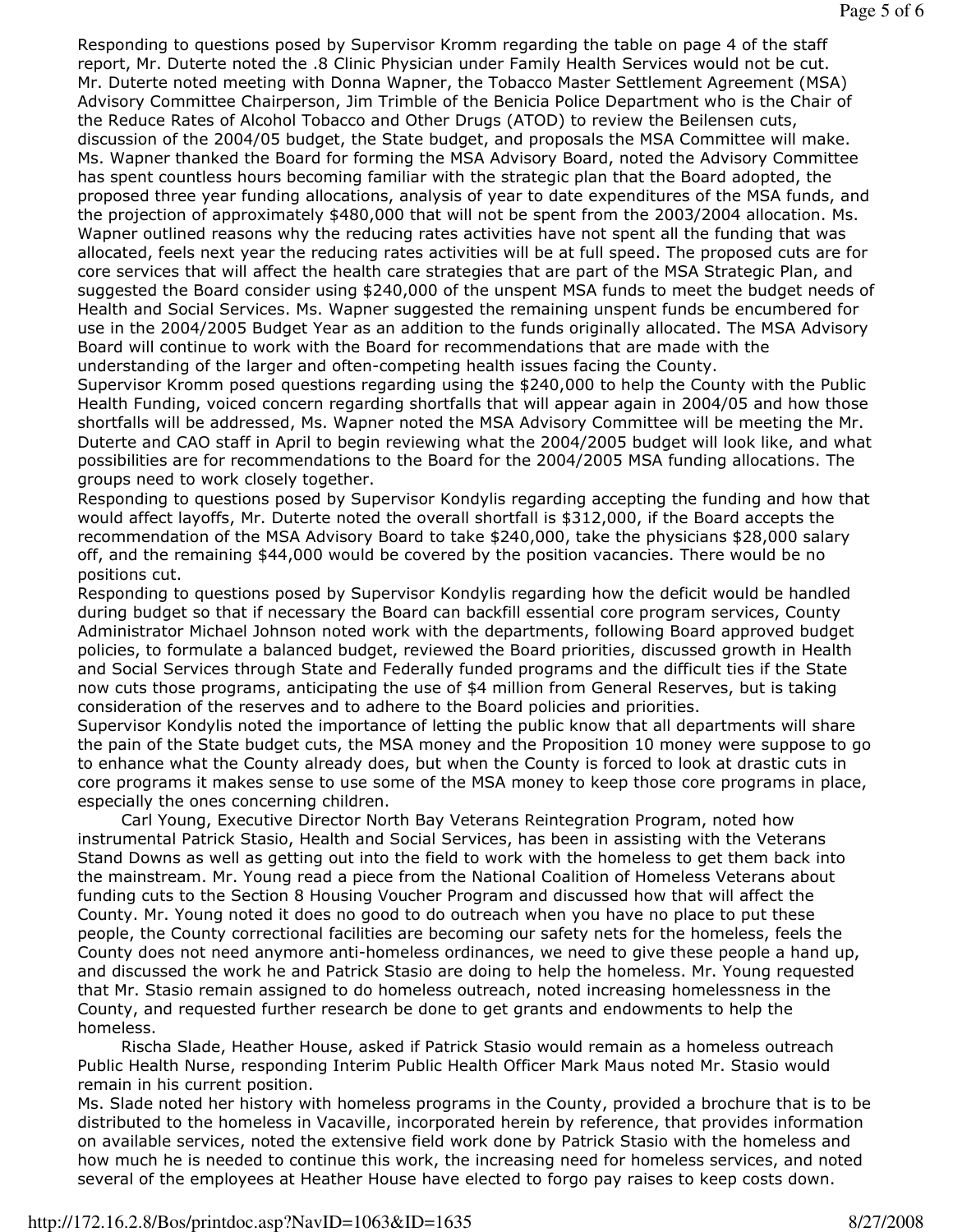Responding to questions posed by Supervisor Kromm regarding the table on page 4 of the staff report, Mr. Duterte noted the .8 Clinic Physician under Family Health Services would not be cut. Mr. Duterte noted meeting with Donna Wapner, the Tobacco Master Settlement Agreement (MSA) Advisory Committee Chairperson, Jim Trimble of the Benicia Police Department who is the Chair of the Reduce Rates of Alcohol Tobacco and Other Drugs (ATOD) to review the Beilensen cuts, discussion of the 2004/05 budget, the State budget, and proposals the MSA Committee will make. Ms. Wapner thanked the Board for forming the MSA Advisory Board, noted the Advisory Committee has spent countless hours becoming familiar with the strategic plan that the Board adopted, the proposed three year funding allocations, analysis of year to date expenditures of the MSA funds, and the projection of approximately $480,000 that will not be spent from the 2003/2004 allocation. Ms. Wapner outlined reasons why the reducing rates activities have not spent all the funding that was allocated, feels next year the reducing rates activities will be at full speed. The proposed cuts are for core services that will affect the health care strategies that are part of the MSA Strategic Plan, and suggested the Board consider using $240,000 of the unspent MSA funds to meet the budget needs of Health and Social Services. Ms. Wapner suggested the remaining unspent funds be encumbered for use in the 2004/2005 Budget Year as an addition to the funds originally allocated. The MSA Advisory Board will continue to work with the Board for recommendations that are made with the understanding of the larger and often-competing health issues facing the County.

Supervisor Kromm posed questions regarding using the $240,000 to help the County with the Public Health Funding, voiced concern regarding shortfalls that will appear again in 2004/05 and how those shortfalls will be addressed, Ms. Wapner noted the MSA Advisory Committee will be meeting the Mr. Duterte and CAO staff in April to begin reviewing what the 2004/2005 budget will look like, and what possibilities are for recommendations to the Board for the 2004/2005 MSA funding allocations. The groups need to work closely together.

Responding to questions posed by Supervisor Kondylis regarding accepting the funding and how that would affect layoffs, Mr. Duterte noted the overall shortfall is $312,000, if the Board accepts the recommendation of the MSA Advisory Board to take $240,000, take the physicians $28,000 salary off, and the remaining $44,000 would be covered by the position vacancies. There would be no positions cut.

Responding to questions posed by Supervisor Kondylis regarding how the deficit would be handled during budget so that if necessary the Board can backfill essential core program services, County Administrator Michael Johnson noted work with the departments, following Board approved budget policies, to formulate a balanced budget, reviewed the Board priorities, discussed growth in Health and Social Services through State and Federally funded programs and the difficult ties if the State now cuts those programs, anticipating the use of $4 million from General Reserves, but is taking consideration of the reserves and to adhere to the Board policies and priorities.

Supervisor Kondylis noted the importance of letting the public know that all departments will share the pain of the State budget cuts, the MSA money and the Proposition 10 money were suppose to go to enhance what the County already does, but when the County is forced to look at drastic cuts in core programs it makes sense to use some of the MSA money to keep those core programs in place, especially the ones concerning children.

Carl Young, Executive Director North Bay Veterans Reintegration Program, noted how instrumental Patrick Stasio, Health and Social Services, has been in assisting with the Veterans Stand Downs as well as getting out into the field to work with the homeless to get them back into the mainstream. Mr. Young read a piece from the National Coalition of Homeless Veterans about funding cuts to the Section 8 Housing Voucher Program and discussed how that will affect the County. Mr. Young noted it does no good to do outreach when you have no place to put these people, the County correctional facilities are becoming our safety nets for the homeless, feels the County does not need anymore anti-homeless ordinances, we need to give these people a hand up, and discussed the work he and Patrick Stasio are doing to help the homeless. Mr. Young requested that Mr. Stasio remain assigned to do homeless outreach, noted increasing homelessness in the County, and requested further research be done to get grants and endowments to help the homeless.

Rischa Slade, Heather House, asked if Patrick Stasio would remain as a homeless outreach Public Health Nurse, responding Interim Public Health Officer Mark Maus noted Mr. Stasio would remain in his current position.

Ms. Slade noted her history with homeless programs in the County, provided a brochure that is to be distributed to the homeless in Vacaville, incorporated herein by reference, that provides information on available services, noted the extensive field work done by Patrick Stasio with the homeless and how much he is needed to continue this work, the increasing need for homeless services, and noted several of the employees at Heather House have elected to forgo pay raises to keep costs down.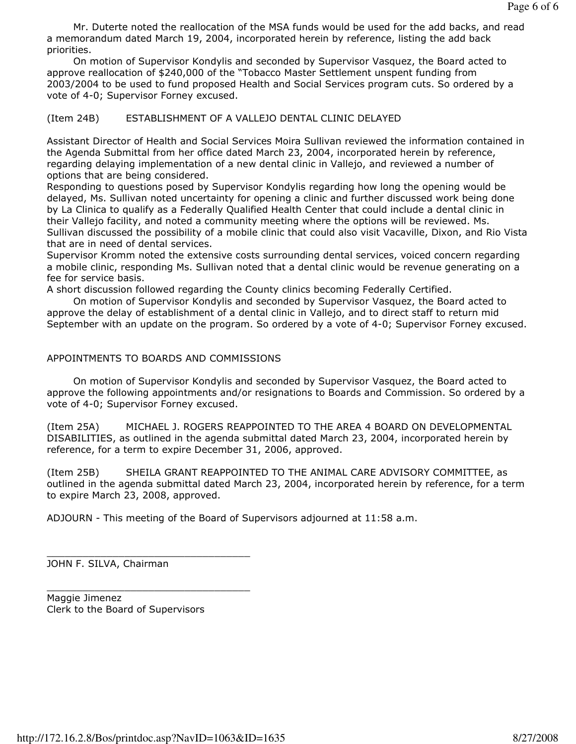Mr. Duterte noted the reallocation of the MSA funds would be used for the add backs, and read a memorandum dated March 19, 2004, incorporated herein by reference, listing the add back priorities.

On motion of Supervisor Kondylis and seconded by Supervisor Vasquez, the Board acted to approve reallocation of $240,000 of the "Tobacco Master Settlement unspent funding from 2003/2004 to be used to fund proposed Health and Social Services program cuts. So ordered by a vote of 4-0; Supervisor Forney excused.

(Item 24B) ESTABLISHMENT OF A VALLEJO DENTAL CLINIC DELAYED

Assistant Director of Health and Social Services Moira Sullivan reviewed the information contained in the Agenda Submittal from her office dated March 23, 2004, incorporated herein by reference, regarding delaying implementation of a new dental clinic in Vallejo, and reviewed a number of options that are being considered.

Responding to questions posed by Supervisor Kondylis regarding how long the opening would be delayed, Ms. Sullivan noted uncertainty for opening a clinic and further discussed work being done by La Clinica to qualify as a Federally Qualified Health Center that could include a dental clinic in their Vallejo facility, and noted a community meeting where the options will be reviewed. Ms. Sullivan discussed the possibility of a mobile clinic that could also visit Vacaville, Dixon, and Rio Vista that are in need of dental services.

Supervisor Kromm noted the extensive costs surrounding dental services, voiced concern regarding a mobile clinic, responding Ms. Sullivan noted that a dental clinic would be revenue generating on a fee for service basis.

A short discussion followed regarding the County clinics becoming Federally Certified.

On motion of Supervisor Kondylis and seconded by Supervisor Vasquez, the Board acted to approve the delay of establishment of a dental clinic in Vallejo, and to direct staff to return mid September with an update on the program. So ordered by a vote of 4-0; Supervisor Forney excused.

APPOINTMENTS TO BOARDS AND COMMISSIONS

On motion of Supervisor Kondylis and seconded by Supervisor Vasquez, the Board acted to approve the following appointments and/or resignations to Boards and Commission. So ordered by a vote of 4-0; Supervisor Forney excused.

(Item 25A) MICHAEL J. ROGERS REAPPOINTED TO THE AREA 4 BOARD ON DEVELOPMENTAL DISABILITIES, as outlined in the agenda submittal dated March 23, 2004, incorporated herein by reference, for a term to expire December 31, 2006, approved.

(Item 25B) SHEILA GRANT REAPPOINTED TO THE ANIMAL CARE ADVISORY COMMITTEE, as outlined in the agenda submittal dated March 23, 2004, incorporated herein by reference, for a term to expire March 23, 2008, approved.

ADJOURN - This meeting of the Board of Supervisors adjourned at 11:58 a.m.

\_\_\_\_\_\_\_\_\_\_\_\_\_\_\_\_\_\_\_\_\_\_\_\_\_\_\_\_\_\_\_\_\_\_

JOHN F. SILVA, Chairman

\_\_\_\_\_\_\_\_\_\_\_\_\_\_\_\_\_\_\_\_\_\_\_\_\_\_\_\_\_\_\_\_\_\_

Maggie Jimenez
Clerk to the Board of Supervisors